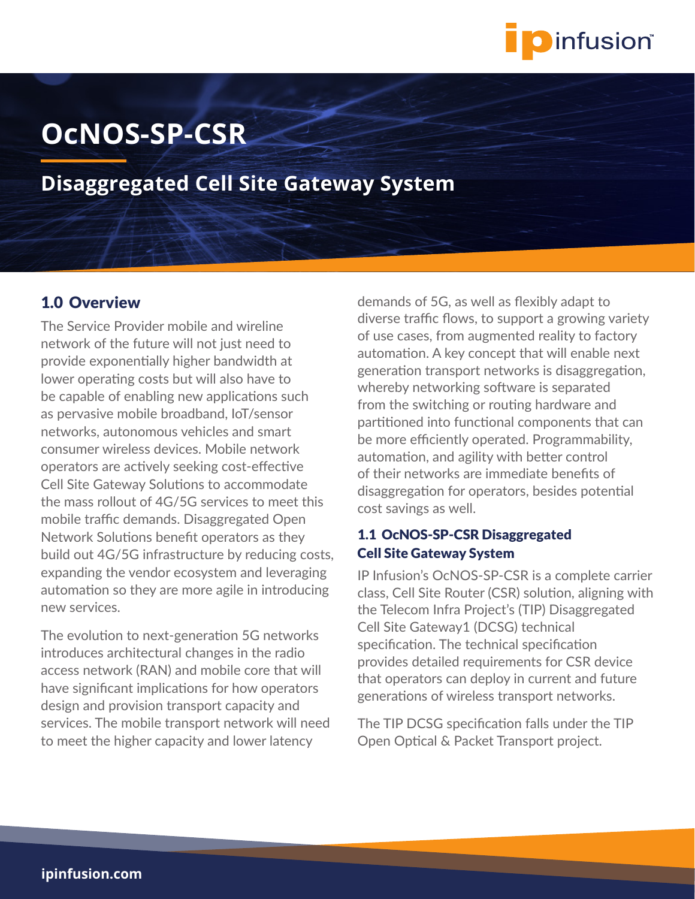# OcNOS-SP-CSR

## Disaggregated Cell Site Gateway System

## 1.0 Overview

The Service Provider mobile and wireline network of the future will not just need to provide exponentially higher bandwidth at lower operating costs but will also have to be capable of enabling new applications such as pervasive mobile broadband, IoT/sensor networks, autonomous vehicles and smart consumer wireless devices. Mobile network operators are actively seeking cost-effective Cell Site Gateway Solutions to accommodate the mass rollout of 4G/5G services to meet this mobile traffic demands. Disaggregated Open Network Solutions benefit operators as they build out 4G/5G infrastructure by reducing costs, expanding the vendor ecosystem and leveraging automation so they are more agile in introducing new services.

The evolution to next-generation 5G networks introduces architectural changes in the radio access network (RAN) and mobile core that will have significant implications for how operators design and provision transport capacity and services. The mobile transport network will need to meet the higher capacity and lower latency demands of 5G, as well as flexibly adapt to diverse traffic flows, to support a growing variety of use cases, from augmented reality to factory automation. A key concept that will enable next generation transport networks is disaggregation, whereby networking software is separated from the switching or routing hardware and partitioned into functional components that can be more efficiently operated. Programmability, automation, and agility with better control of their networks are immediate benefits of disaggregation for operators, besides potential cost savings as well.

### 1.1 OcNOS-SP-CSR Disaggregated Cell Site Gateway System

IP Infusion's OcNOS-SP-CSR is a complete carrier class, Cell Site Router (CSR) solution, aligning with the Telecom Infra Project's (TIP) Disaggregated Cell Site Gateway1 (DCSG) technical specification. The technical specification provides detailed requirements for CSR device that operators can deploy in current and future generations of wireless transport networks.

The TIP DCSG specification falls under the TIP Open Optical & Packet Transport project.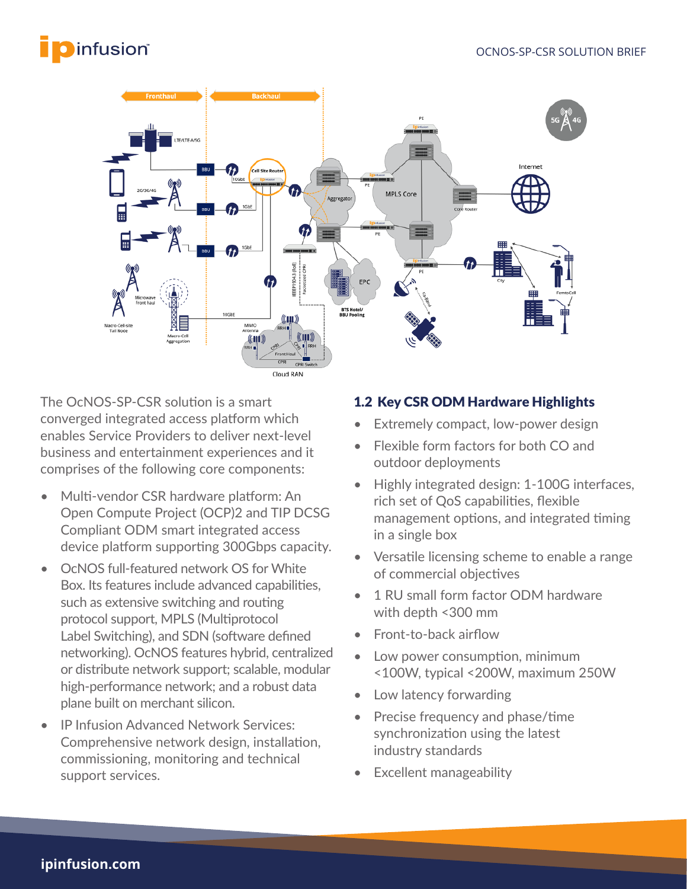The OcNOS-SP-CSR solution is a smart converged integrated access platform which enables Service Providers to deliver next-level business and entertainment experiences and it comprises of the following core components:

- Multi-vendor CSR hardware platform: An Open Compute Project (OCP)2 and TIP DCSG Compliant ODM smart integrated access device platform supporting 300Gbps capacity.
- OcNOS full-featured network OS for White Box. Its features include advanced capabilities, such as extensive switching and routing protocol support, MPLS (Multiprotocol Label Switching), and SDN (software defined networking). OcNOS features hybrid, centralized or distribute network support; scalable, modular high-performance network; and a robust data plane built on merchant silicon.
- IP Infusion Advanced Network Services: Comprehensive network design, installation, commissioning, monitoring and technical support services.

## 1.2 Key CSR ODM Hardware Highlights

- Extremely compact, low-power design
- Flexible form factors for both CO and outdoor deployments
- Highly integrated design: 1-100G interfaces, rich set of QoS capabilities, flexible management options, and integrated timing in a single box
- Versatile licensing scheme to enable a range of commercial objectives
- 1 RU small form factor ODM hardware with depth <300 mm
- Front-to-back airflow
- Low power consumption, minimum <100W, typical <200W, maximum 250W
- Low latency forwarding
- Precise frequency and phase/time synchronization using the latest industry standards
- Excellent manageability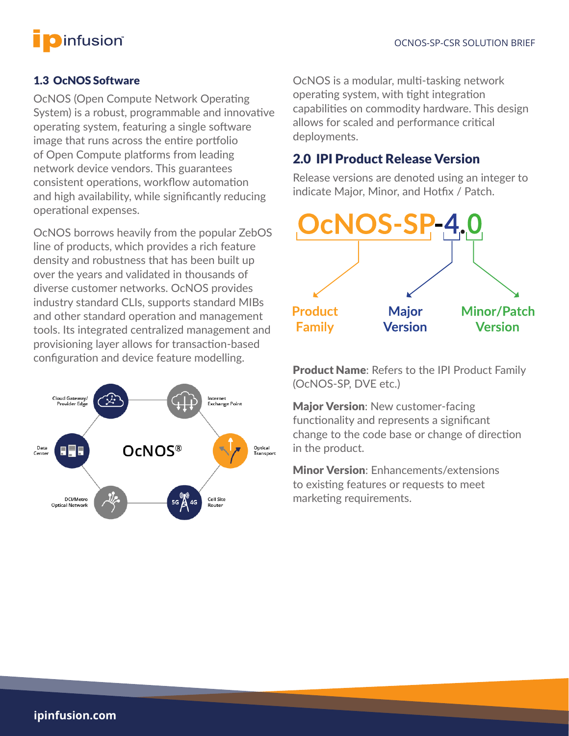## 1.3 OcNOS Software

OcNOS (Open Compute Network Operating System) is a robust, programmable and innovative operating system, featuring a single software image that runs across the entire portfolio of Open Compute platforms from leading network device vendors. This guarantees consistent operations, workflow automation and high availability, while significantly reducing operational expenses.

OcNOS borrows heavily from the popular ZebOS line of products, which provides a rich feature density and robustness that has been built up over the years and validated in thousands of diverse customer networks. OcNOS provides industry standard CLIs, supports standard MIBs and other standard operation and management tools. Its integrated centralized management and provisioning layer allows for transaction-based configuration and device feature modelling.

OcNOS is a modular, multi-tasking network operating system, with tight integration capabilities on commodity hardware. This design allows for scaled and performance critical deployments.

## 2.0 IPI Product Release Version

Release versions are denoted using an integer to indicate Major, Minor, and Hotfix / Patch.

OcNOS-SP-4.0

- OcNOS-SP: Product Family
- 4: Major Version
- 0: Minor/Patch Version

**Product Name**: Refers to the IPI Product Family (OcNOS-SP, DVE etc.)

**Major Version**: New customer-facing functionality and represents a significant change to the code base or change of direction in the product.

**Minor Version**: Enhancements/extensions to existing features or requests to meet marketing requirements.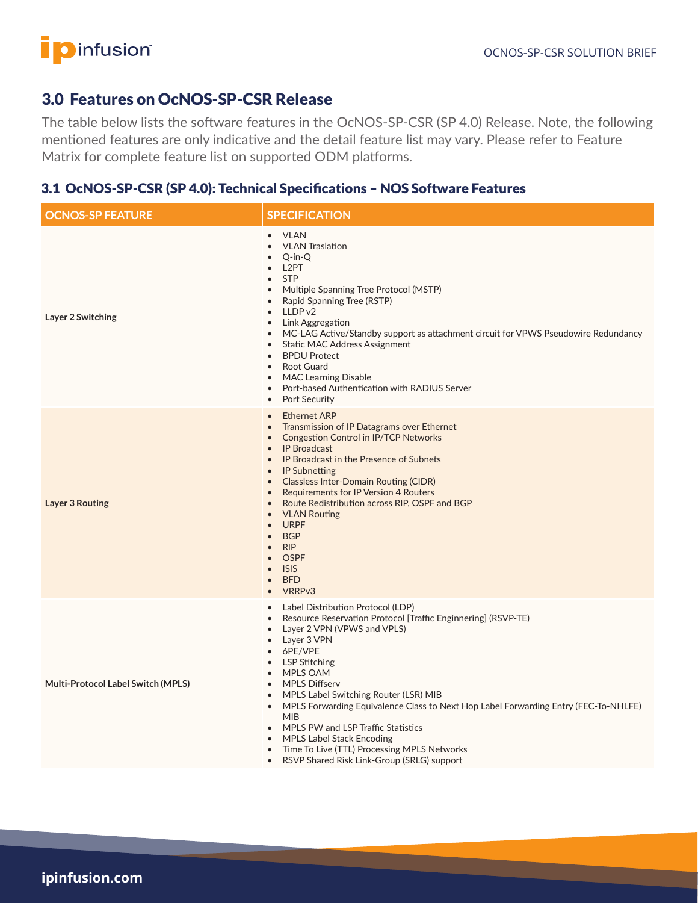## 3.0 Features on OcNOS-SP-CSR Release

The table below lists the software features in the OcNOS-SP-CSR (SP 4.0) Release. Note, the following mentioned features are only indicative and the detail feature list may vary. Please refer to Feature Matrix for complete feature list on supported ODM platforms.

### 3.1 OcNOS-SP-CSR (SP 4.0): Technical Specifications – NOS Software Features

| OCNOS-SP FEATURE | SPECIFICATION |
|---|---|
| **Layer 2 Switching** | • VLAN<br>• VLAN Traslation<br>• Q-in-Q<br>• L2PT<br>• STP<br>• Multiple Spanning Tree Protocol (MSTP)<br>• Rapid Spanning Tree (RSTP)<br>• LLDP v2<br>• Link Aggregation<br>• MC-LAG Active/Standby support as attachment circuit for VPWS Pseudowire Redundancy<br>• Static MAC Address Assignment<br>• BPDU Protect<br>• Root Guard<br>• MAC Learning Disable<br>• Port-based Authentication with RADIUS Server<br>• Port Security |
| **Layer 3 Routing** | • Ethernet ARP<br>• Transmission of IP Datagrams over Ethernet<br>• Congestion Control in IP/TCP Networks<br>• IP Broadcast<br>• IP Broadcast in the Presence of Subnets<br>• IP Subnetting<br>• Classless Inter-Domain Routing (CIDR)<br>• Requirements for IP Version 4 Routers<br>• Route Redistribution across RIP, OSPF and BGP<br>• VLAN Routing<br>• URPF<br>• BGP<br>• RIP<br>• OSPF<br>• ISIS<br>• BFD<br>• VRRPv3 |
| **Multi-Protocol Label Switch (MPLS)** | • Label Distribution Protocol (LDP)<br>• Resource Reservation Protocol [Traffic Enginnering] (RSVP-TE)<br>• Layer 2 VPN (VPWS and VPLS)<br>• Layer 3 VPN<br>• 6PE/VPE<br>• LSP Stitching<br>• MPLS OAM<br>• MPLS Diffserv<br>• MPLS Label Switching Router (LSR) MIB<br>• MPLS Forwarding Equivalence Class to Next Hop Label Forwarding Entry (FEC-To-NHLFE) MIB<br>• MPLS PW and LSP Traffic Statistics<br>• MPLS Label Stack Encoding<br>• Time To Live (TTL) Processing MPLS Networks<br>• RSVP Shared Risk Link-Group (SRLG) support |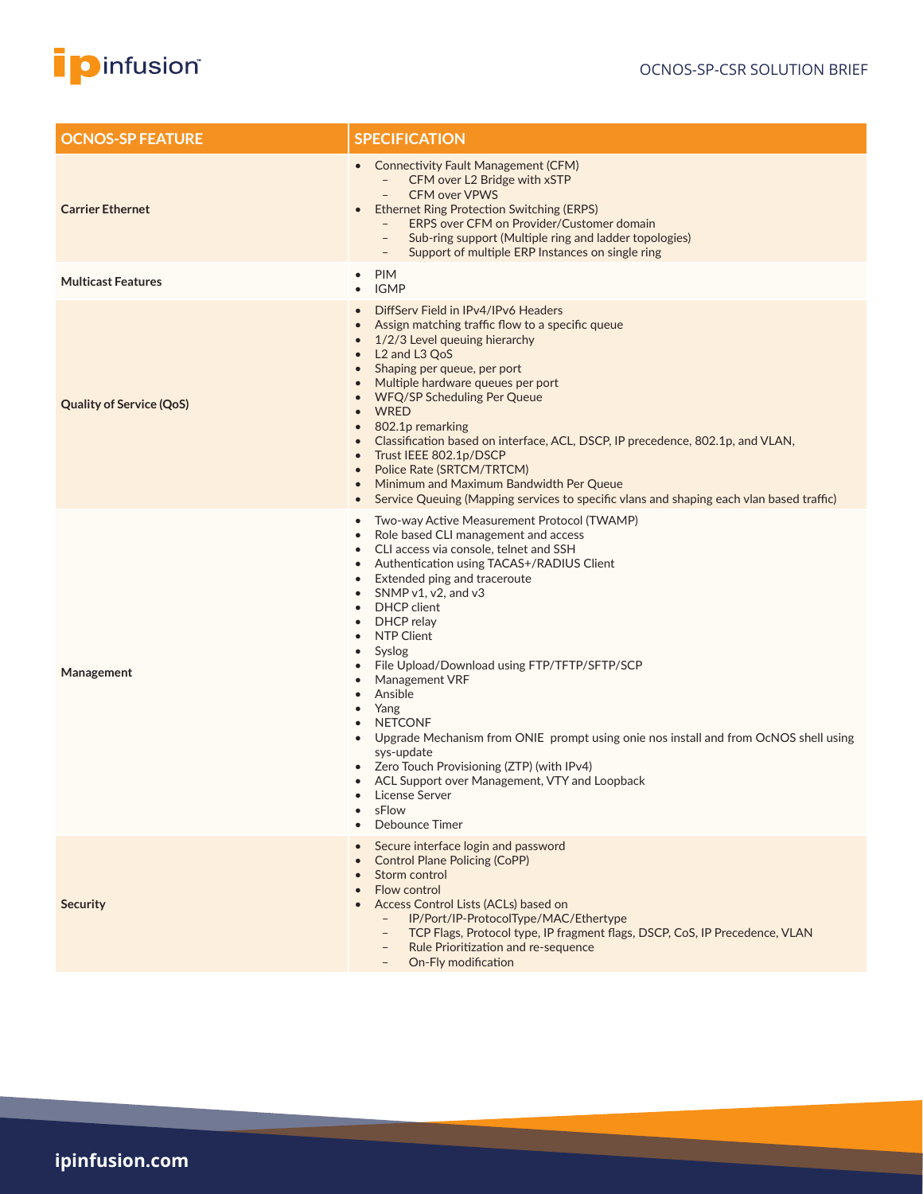| OCNOS-SP FEATURE | SPECIFICATION |
|---|---|
| **Carrier Ethernet** | • Connectivity Fault Management (CFM)<br>  – CFM over L2 Bridge with xSTP<br>  – CFM over VPWS<br>• Ethernet Ring Protection Switching (ERPS)<br>  – ERPS over CFM on Provider/Customer domain<br>  – Sub-ring support (Multiple ring and ladder topologies)<br>  – Support of multiple ERP Instances on single ring |
| **Multicast Features** | • PIM<br>• IGMP |
| **Quality of Service (QoS)** | • DiffServ Field in IPv4/IPv6 Headers<br>• Assign matching traffic flow to a specific queue<br>• 1/2/3 Level queuing hierarchy<br>• L2 and L3 QoS<br>• Shaping per queue, per port<br>• Multiple hardware queues per port<br>• WFQ/SP Scheduling Per Queue<br>• WRED<br>• 802.1p remarking<br>• Classification based on interface, ACL, DSCP, IP precedence, 802.1p, and VLAN,<br>• Trust IEEE 802.1p/DSCP<br>• Police Rate (SRTCM/TRTCM)<br>• Minimum and Maximum Bandwidth Per Queue<br>• Service Queuing (Mapping services to specific vlans and shaping each vlan based traffic) |
| **Management** | • Two-way Active Measurement Protocol (TWAMP)<br>• Role based CLI management and access<br>• CLI access via console, telnet and SSH<br>• Authentication using TACAS+/RADIUS Client<br>• Extended ping and traceroute<br>• SNMP v1, v2, and v3<br>• DHCP client<br>• DHCP relay<br>• NTP Client<br>• Syslog<br>• File Upload/Download using FTP/TFTP/SFTP/SCP<br>• Management VRF<br>• Ansible<br>• Yang<br>• NETCONF<br>• Upgrade Mechanism from ONIE prompt using onie nos install and from OcNOS shell using sys-update<br>• Zero Touch Provisioning (ZTP) (with IPv4)<br>• ACL Support over Management, VTY and Loopback<br>• License Server<br>• sFlow<br>• Debounce Timer |
| **Security** | • Secure interface login and password<br>• Control Plane Policing (CoPP)<br>• Storm control<br>• Flow control<br>• Access Control Lists (ACLs) based on<br>  – IP/Port/IP-ProtocolType/MAC/Ethertype<br>  – TCP Flags, Protocol type, IP fragment flags, DSCP, CoS, IP Precedence, VLAN<br>  – Rule Prioritization and re-sequence<br>  – On-Fly modification |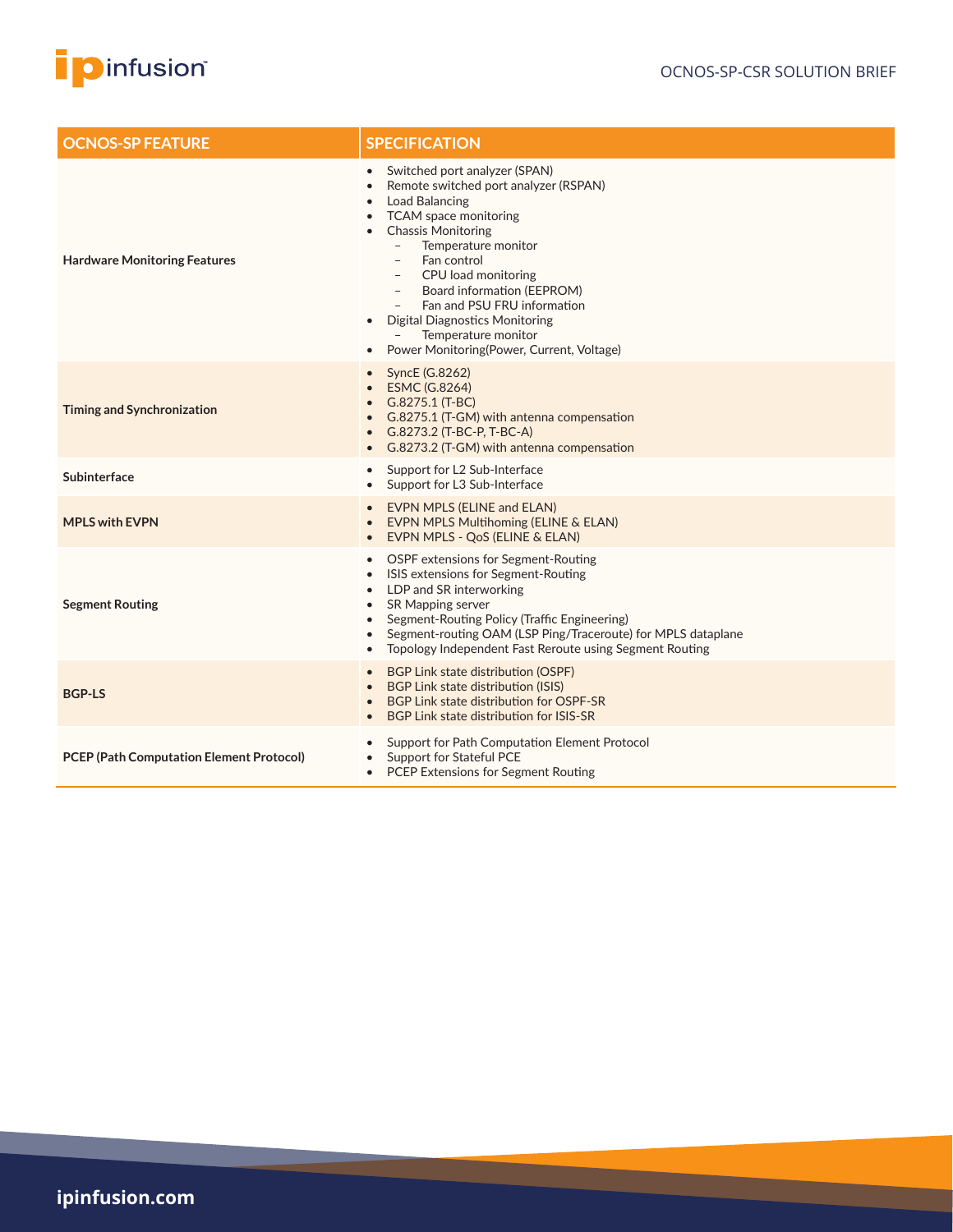| OCNOS-SP FEATURE | SPECIFICATION |
|---|---|
| **Hardware Monitoring Features** | • Switched port analyzer (SPAN)<br>• Remote switched port analyzer (RSPAN)<br>• Load Balancing<br>• TCAM space monitoring<br>• Chassis Monitoring<br>  – Temperature monitor<br>  – Fan control<br>  – CPU load monitoring<br>  – Board information (EEPROM)<br>  – Fan and PSU FRU information<br>• Digital Diagnostics Monitoring<br>  – Temperature monitor<br>• Power Monitoring(Power, Current, Voltage) |
| **Timing and Synchronization** | • SyncE (G.8262)<br>• ESMC (G.8264)<br>• G.8275.1 (T-BC)<br>• G.8275.1 (T-GM) with antenna compensation<br>• G.8273.2 (T-BC-P, T-BC-A)<br>• G.8273.2 (T-GM) with antenna compensation |
| **Subinterface** | • Support for L2 Sub-Interface<br>• Support for L3 Sub-Interface |
| **MPLS with EVPN** | • EVPN MPLS (ELINE and ELAN)<br>• EVPN MPLS Multihoming (ELINE & ELAN)<br>• EVPN MPLS - QoS (ELINE & ELAN) |
| **Segment Routing** | • OSPF extensions for Segment-Routing<br>• ISIS extensions for Segment-Routing<br>• LDP and SR interworking<br>• SR Mapping server<br>• Segment-Routing Policy (Traffic Engineering)<br>• Segment-routing OAM (LSP Ping/Traceroute) for MPLS dataplane<br>• Topology Independent Fast Reroute using Segment Routing |
| **BGP-LS** | • BGP Link state distribution (OSPF)<br>• BGP Link state distribution (ISIS)<br>• BGP Link state distribution for OSPF-SR<br>• BGP Link state distribution for ISIS-SR |
| **PCEP (Path Computation Element Protocol)** | • Support for Path Computation Element Protocol<br>• Support for Stateful PCE<br>• PCEP Extensions for Segment Routing |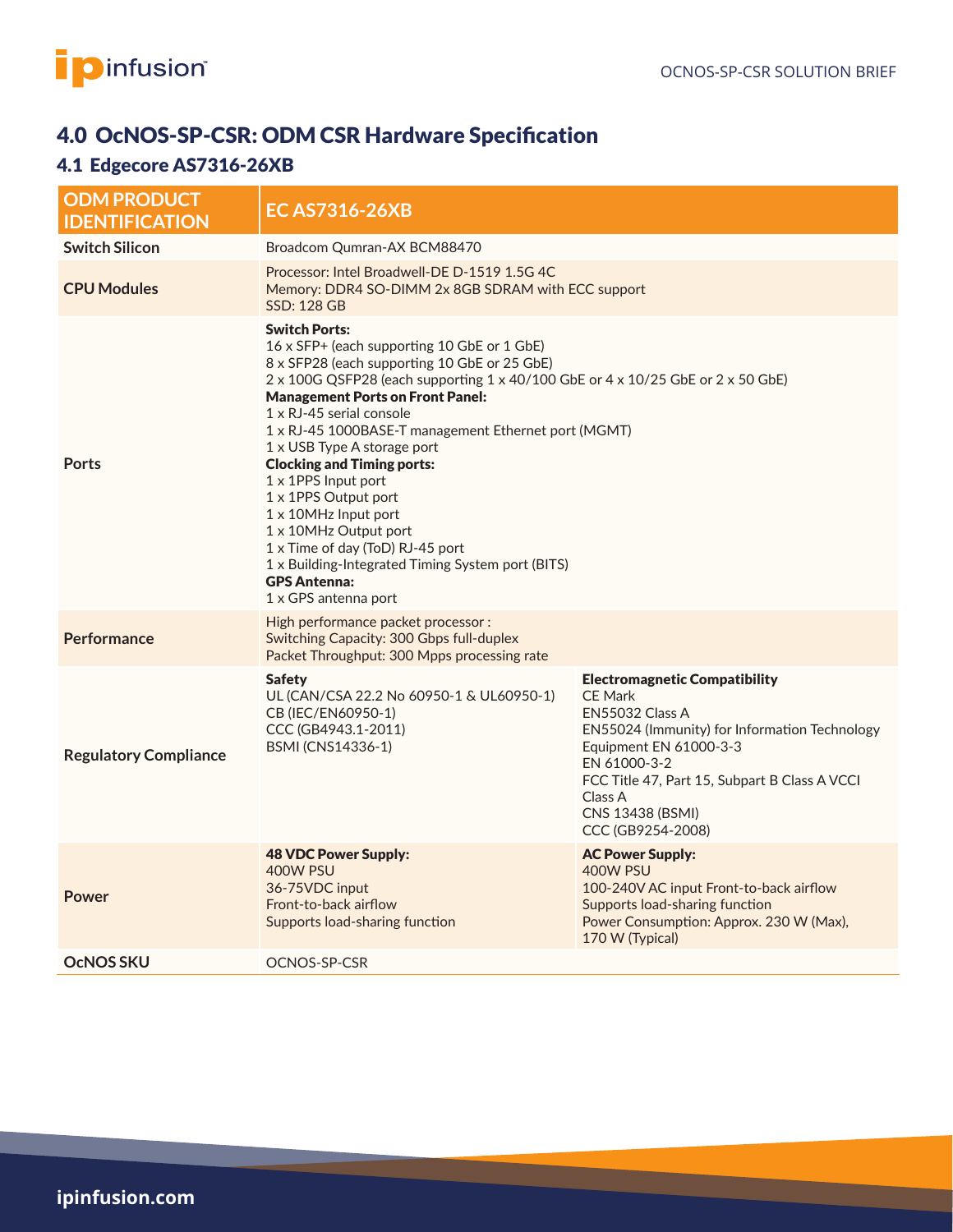## 4.0 OcNOS-SP-CSR: ODM CSR Hardware Specification

### 4.1 Edgecore AS7316-26XB

| ODM PRODUCT IDENTIFICATION | EC AS7316-26XB | |
|---|---|---|
| **Switch Silicon** | Broadcom Qumran-AX BCM88470 | |
| **CPU Modules** | Processor: Intel Broadwell-DE D-1519 1.5G 4C<br>Memory: DDR4 SO-DIMM 2x 8GB SDRAM with ECC support<br>SSD: 128 GB | |
| **Ports** | **Switch Ports:**<br>16 x SFP+ (each supporting 10 GbE or 1 GbE)<br>8 x SFP28 (each supporting 10 GbE or 25 GbE)<br>2 x 100G QSFP28 (each supporting 1 x 40/100 GbE or 4 x 10/25 GbE or 2 x 50 GbE)<br>**Management Ports on Front Panel:**<br>1 x RJ-45 serial console<br>1 x RJ-45 1000BASE-T management Ethernet port (MGMT)<br>1 x USB Type A storage port<br>**Clocking and Timing ports:**<br>1 x 1PPS Input port<br>1 x 1PPS Output port<br>1 x 10MHz Input port<br>1 x 10MHz Output port<br>1 x Time of day (ToD) RJ-45 port<br>1 x Building-Integrated Timing System port (BITS)<br>**GPS Antenna:**<br>1 x GPS antenna port | |
| **Performance** | High performance packet processor :<br>Switching Capacity: 300 Gbps full-duplex<br>Packet Throughput: 300 Mpps processing rate | |
| **Regulatory Compliance** | **Safety**<br>UL (CAN/CSA 22.2 No 60950-1 & UL60950-1)<br>CB (IEC/EN60950-1)<br>CCC (GB4943.1-2011)<br>BSMI (CNS14336-1) | **Electromagnetic Compatibility**<br>CE Mark<br>EN55032 Class A<br>EN55024 (Immunity) for Information Technology Equipment EN 61000-3-3<br>EN 61000-3-2<br>FCC Title 47, Part 15, Subpart B Class A VCCI Class A<br>CNS 13438 (BSMI)<br>CCC (GB9254-2008) |
| **Power** | **48 VDC Power Supply:**<br>400W PSU<br>36-75VDC input<br>Front-to-back airflow<br>Supports load-sharing function | **AC Power Supply:**<br>400W PSU<br>100-240V AC input Front-to-back airflow<br>Supports load-sharing function<br>Power Consumption: Approx. 230 W (Max), 170 W (Typical) |
| **OcNOS SKU** | OCNOS-SP-CSR | |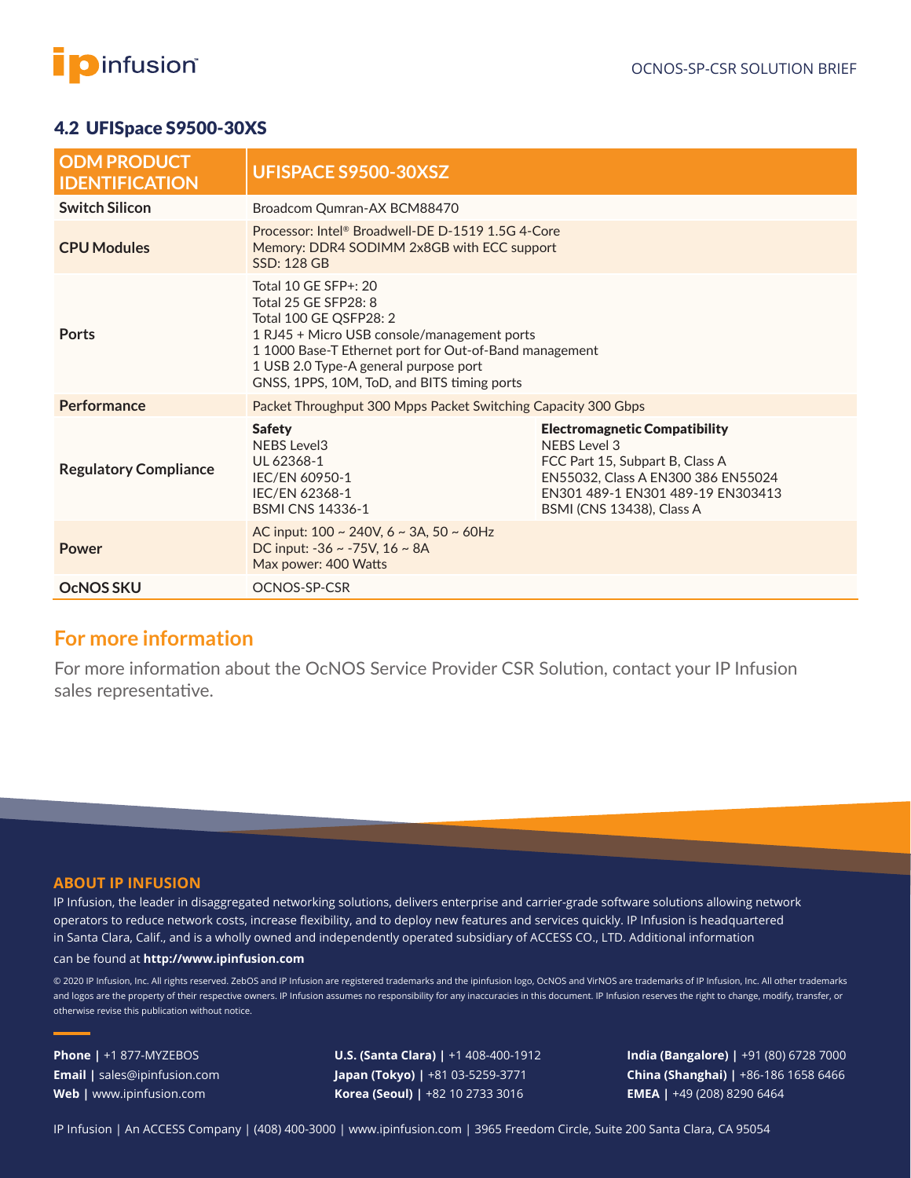## 4.2 UFISpace S9500-30XS

| ODM PRODUCT IDENTIFICATION | UFISPACE S9500-30XSZ | |
|---|---|---|
| **Switch Silicon** | Broadcom Qumran-AX BCM88470 | |
| **CPU Modules** | Processor: Intel® Broadwell-DE D-1519 1.5G 4-Core<br>Memory: DDR4 SODIMM 2x8GB with ECC support<br>SSD: 128 GB | |
| **Ports** | Total 10 GE SFP+: 20<br>Total 25 GE SFP28: 8<br>Total 100 GE QSFP28: 2<br>1 RJ45 + Micro USB console/management ports<br>1 1000 Base-T Ethernet port for Out-of-Band management<br>1 USB 2.0 Type-A general purpose port<br>GNSS, 1PPS, 10M, ToD, and BITS timing ports | |
| **Performance** | Packet Throughput 300 Mpps Packet Switching Capacity 300 Gbps | |
| **Regulatory Compliance** | **Safety**<br>NEBS Level3<br>UL 62368-1<br>IEC/EN 60950-1<br>IEC/EN 62368-1<br>BSMI CNS 14336-1 | **Electromagnetic Compatibility**<br>NEBS Level 3<br>FCC Part 15, Subpart B, Class A<br>EN55032, Class A EN300 386 EN55024<br>EN301 489-1 EN301 489-19 EN303413<br>BSMI (CNS 13438), Class A |
| **Power** | AC input: 100 ~ 240V, 6 ~ 3A, 50 ~ 60Hz<br>DC input: -36 ~ -75V, 16 ~ 8A<br>Max power: 400 Watts | |
| **OcNOS SKU** | OCNOS-SP-CSR | |

## For more information

For more information about the OcNOS Service Provider CSR Solution, contact your IP Infusion sales representative.

### ABOUT IP INFUSION

IP Infusion, the leader in disaggregated networking solutions, delivers enterprise and carrier-grade software solutions allowing network operators to reduce network costs, increase flexibility, and to deploy new features and services quickly. IP Infusion is headquartered in Santa Clara, Calif., and is a wholly owned and independently operated subsidiary of ACCESS CO., LTD. Additional information can be found at **http://www.ipinfusion.com**

© 2020 IP Infusion, Inc. All rights reserved. ZebOS and IP Infusion are registered trademarks and the ipinfusion logo, OcNOS and VirNOS are trademarks of IP Infusion, Inc. All other trademarks and logos are the property of their respective owners. IP Infusion assumes no responsibility for any inaccuracies in this document. IP Infusion reserves the right to change, modify, transfer, or otherwise revise this publication without notice.

**Phone |** +1 877-MYZEBOS
**Email |** sales@ipinfusion.com
**Web |** www.ipinfusion.com

**U.S. (Santa Clara) |** +1 408-400-1912
**Japan (Tokyo) |** +81 03-5259-3771
**Korea (Seoul) |** +82 10 2733 3016

**India (Bangalore) |** +91 (80) 6728 7000
**China (Shanghai) |** +86-186 1658 6466
**EMEA |** +49 (208) 8290 6464

IP Infusion | An ACCESS Company | (408) 400-3000 | www.ipinfusion.com | 3965 Freedom Circle, Suite 200 Santa Clara, CA 95054